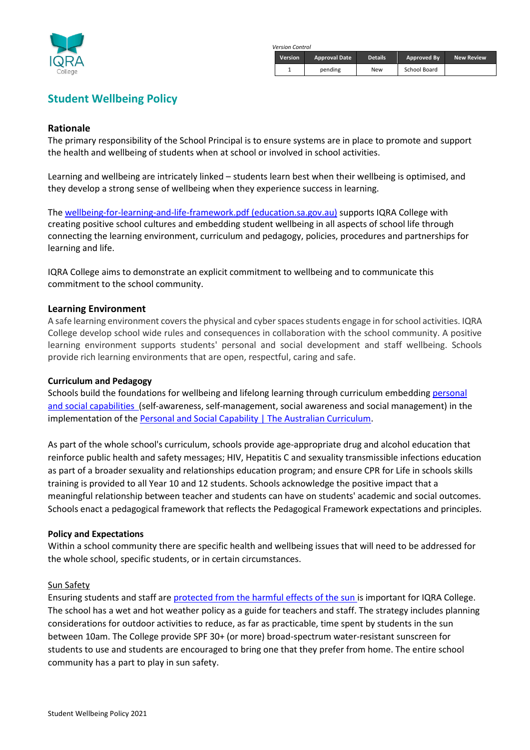IQRA College

*Version Control*

| Version | Approval Date | Details | Approved By | New Review |
|---|---|---|---|---|
| 1 | pending | New | School Board | |

# Student Wellbeing Policy

## Rationale

The primary responsibility of the School Principal is to ensure systems are in place to promote and support the health and wellbeing of students when at school or involved in school activities.

Learning and wellbeing are intricately linked – students learn best when their wellbeing is optimised, and they develop a strong sense of wellbeing when they experience success in learning.

The wellbeing-for-learning-and-life-framework.pdf (education.sa.gov.au) supports IQRA College with creating positive school cultures and embedding student wellbeing in all aspects of school life through connecting the learning environment, curriculum and pedagogy, policies, procedures and partnerships for learning and life.

IQRA College aims to demonstrate an explicit commitment to wellbeing and to communicate this commitment to the school community.

## Learning Environment

A safe learning environment covers the physical and cyber spaces students engage in for school activities. IQRA College develop school wide rules and consequences in collaboration with the school community. A positive learning environment supports students' personal and social development and staff wellbeing. Schools provide rich learning environments that are open, respectful, caring and safe.

### Curriculum and Pedagogy

Schools build the foundations for wellbeing and lifelong learning through curriculum embedding personal and social capabilities (self-awareness, self-management, social awareness and social management) in the implementation of the Personal and Social Capability | The Australian Curriculum.

As part of the whole school's curriculum, schools provide age-appropriate drug and alcohol education that reinforce public health and safety messages; HIV, Hepatitis C and sexuality transmissible infections education as part of a broader sexuality and relationships education program; and ensure CPR for Life in schools skills training is provided to all Year 10 and 12 students. Schools acknowledge the positive impact that a meaningful relationship between teacher and students can have on students' academic and social outcomes. Schools enact a pedagogical framework that reflects the Pedagogical Framework expectations and principles.

### Policy and Expectations

Within a school community there are specific health and wellbeing issues that will need to be addressed for the whole school, specific students, or in certain circumstances.

Sun Safety

Ensuring students and staff are protected from the harmful effects of the sun is important for IQRA College. The school has a wet and hot weather policy as a guide for teachers and staff. The strategy includes planning considerations for outdoor activities to reduce, as far as practicable, time spent by students in the sun between 10am. The College provide SPF 30+ (or more) broad-spectrum water-resistant sunscreen for students to use and students are encouraged to bring one that they prefer from home. The entire school community has a part to play in sun safety.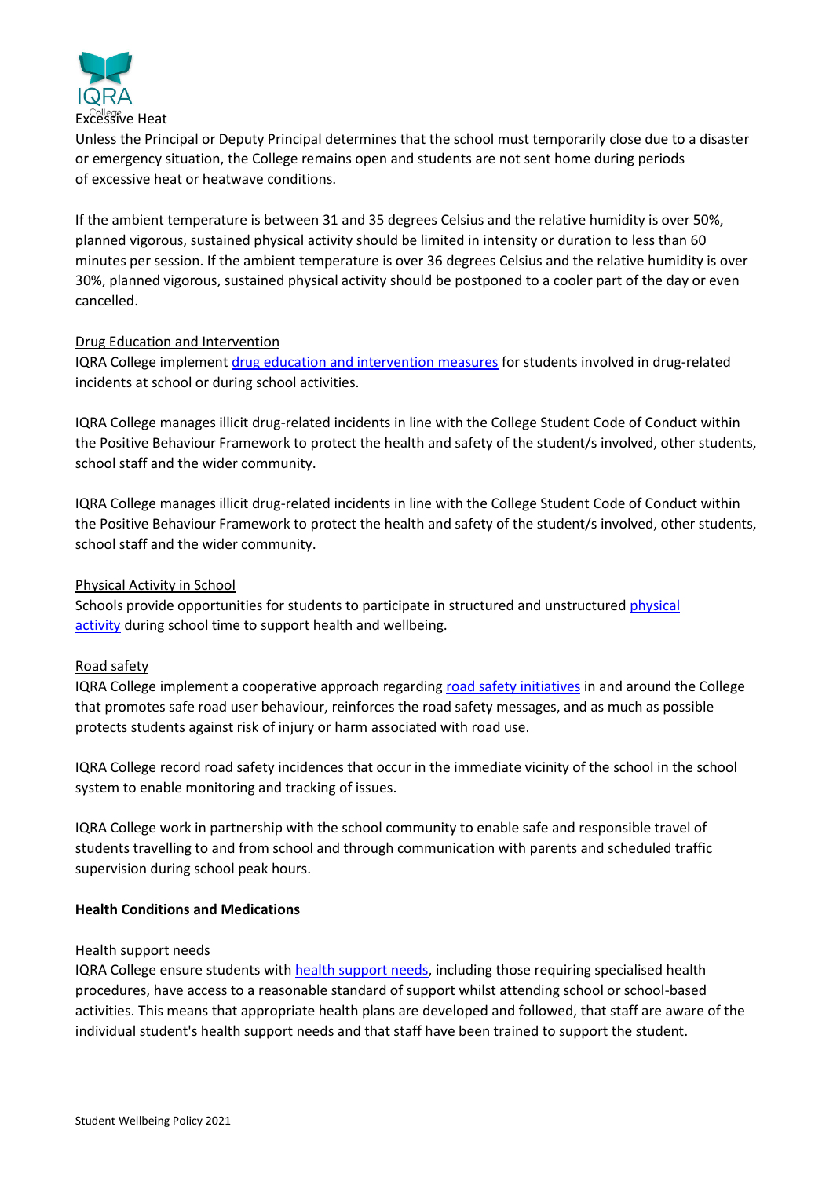Excessive Heat

Unless the Principal or Deputy Principal determines that the school must temporarily close due to a disaster or emergency situation, the College remains open and students are not sent home during periods of excessive heat or heatwave conditions.

If the ambient temperature is between 31 and 35 degrees Celsius and the relative humidity is over 50%, planned vigorous, sustained physical activity should be limited in intensity or duration to less than 60 minutes per session. If the ambient temperature is over 36 degrees Celsius and the relative humidity is over 30%, planned vigorous, sustained physical activity should be postponed to a cooler part of the day or even cancelled.

Drug Education and Intervention

IQRA College implement drug education and intervention measures for students involved in drug-related incidents at school or during school activities.

IQRA College manages illicit drug-related incidents in line with the College Student Code of Conduct within the Positive Behaviour Framework to protect the health and safety of the student/s involved, other students, school staff and the wider community.

IQRA College manages illicit drug-related incidents in line with the College Student Code of Conduct within the Positive Behaviour Framework to protect the health and safety of the student/s involved, other students, school staff and the wider community.

Physical Activity in School

Schools provide opportunities for students to participate in structured and unstructured physical activity during school time to support health and wellbeing.

Road safety

IQRA College implement a cooperative approach regarding road safety initiatives in and around the College that promotes safe road user behaviour, reinforces the road safety messages, and as much as possible protects students against risk of injury or harm associated with road use.

IQRA College record road safety incidences that occur in the immediate vicinity of the school in the school system to enable monitoring and tracking of issues.

IQRA College work in partnership with the school community to enable safe and responsible travel of students travelling to and from school and through communication with parents and scheduled traffic supervision during school peak hours.

**Health Conditions and Medications**

Health support needs

IQRA College ensure students with health support needs, including those requiring specialised health procedures, have access to a reasonable standard of support whilst attending school or school-based activities. This means that appropriate health plans are developed and followed, that staff are aware of the individual student's health support needs and that staff have been trained to support the student.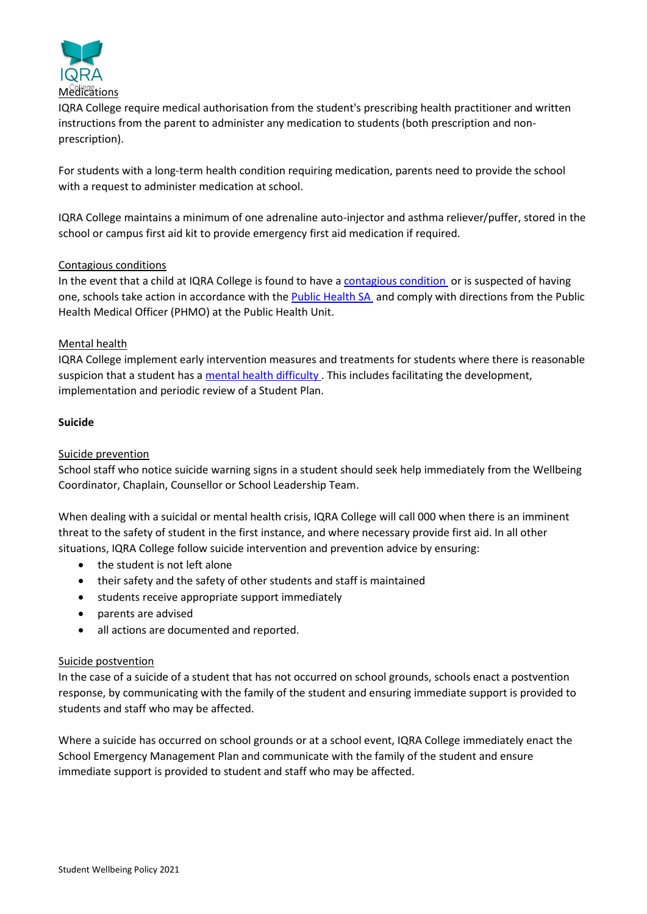## Medications

IQRA College require medical authorisation from the student's prescribing health practitioner and written instructions from the parent to administer any medication to students (both prescription and non-prescription).

For students with a long-term health condition requiring medication, parents need to provide the school with a request to administer medication at school.

IQRA College maintains a minimum of one adrenaline auto-injector and asthma reliever/puffer, stored in the school or campus first aid kit to provide emergency first aid medication if required.

## Contagious conditions

In the event that a child at IQRA College is found to have a contagious condition or is suspected of having one, schools take action in accordance with the Public Health SA and comply with directions from the Public Health Medical Officer (PHMO) at the Public Health Unit.

## Mental health

IQRA College implement early intervention measures and treatments for students where there is reasonable suspicion that a student has a mental health difficulty. This includes facilitating the development, implementation and periodic review of a Student Plan.

## Suicide

### Suicide prevention

School staff who notice suicide warning signs in a student should seek help immediately from the Wellbeing Coordinator, Chaplain, Counsellor or School Leadership Team.

When dealing with a suicidal or mental health crisis, IQRA College will call 000 when there is an imminent threat to the safety of student in the first instance, and where necessary provide first aid. In all other situations, IQRA College follow suicide intervention and prevention advice by ensuring:

- the student is not left alone
- their safety and the safety of other students and staff is maintained
- students receive appropriate support immediately
- parents are advised
- all actions are documented and reported.

### Suicide postvention

In the case of a suicide of a student that has not occurred on school grounds, schools enact a postvention response, by communicating with the family of the student and ensuring immediate support is provided to students and staff who may be affected.

Where a suicide has occurred on school grounds or at a school event, IQRA College immediately enact the School Emergency Management Plan and communicate with the family of the student and ensure immediate support is provided to student and staff who may be affected.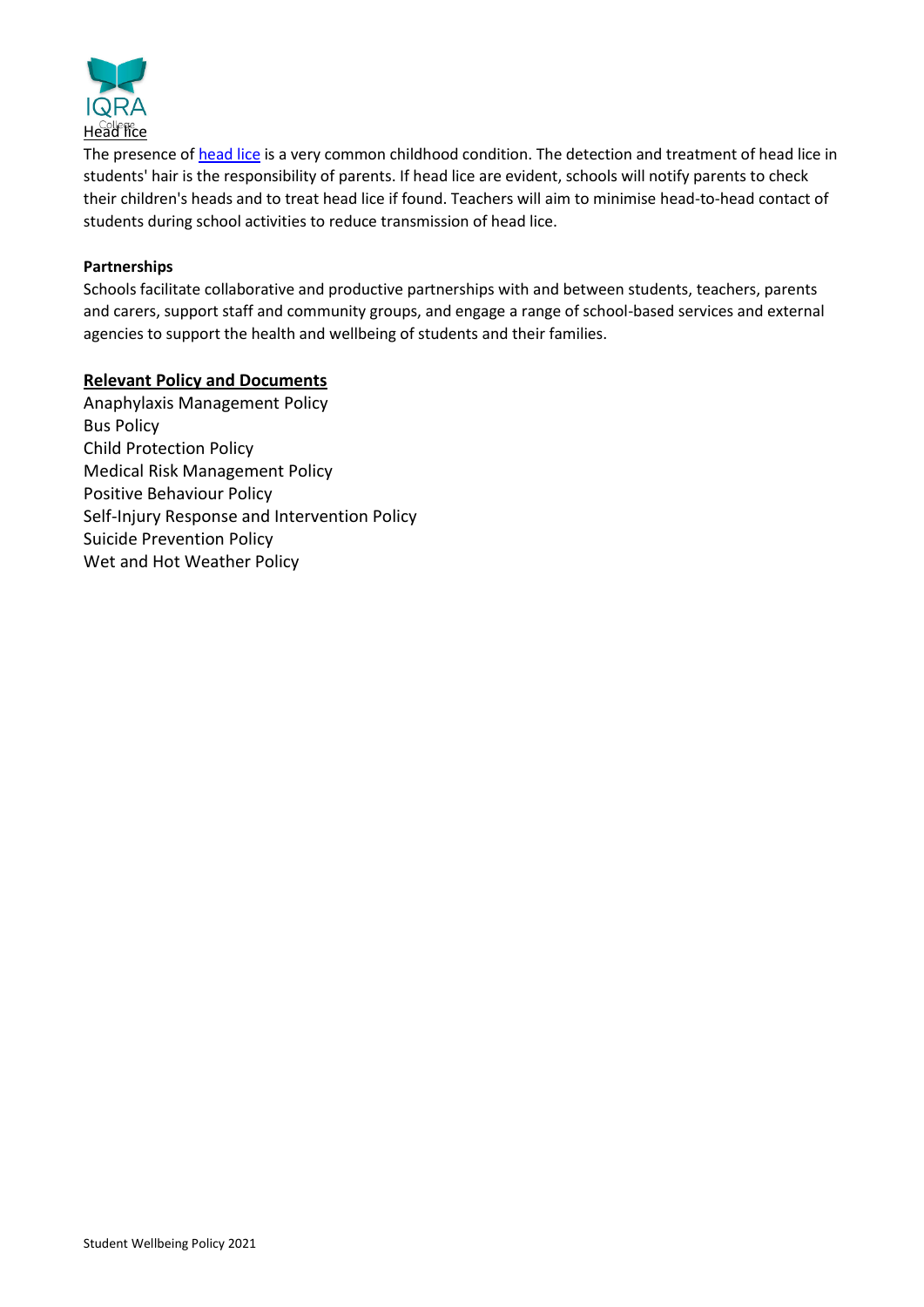Head lice

The presence of head lice is a very common childhood condition. The detection and treatment of head lice in students' hair is the responsibility of parents. If head lice are evident, schools will notify parents to check their children's heads and to treat head lice if found. Teachers will aim to minimise head-to-head contact of students during school activities to reduce transmission of head lice.

**Partnerships**

Schools facilitate collaborative and productive partnerships with and between students, teachers, parents and carers, support staff and community groups, and engage a range of school-based services and external agencies to support the health and wellbeing of students and their families.

**Relevant Policy and Documents**

Anaphylaxis Management Policy
Bus Policy
Child Protection Policy
Medical Risk Management Policy
Positive Behaviour Policy
Self-Injury Response and Intervention Policy
Suicide Prevention Policy
Wet and Hot Weather Policy